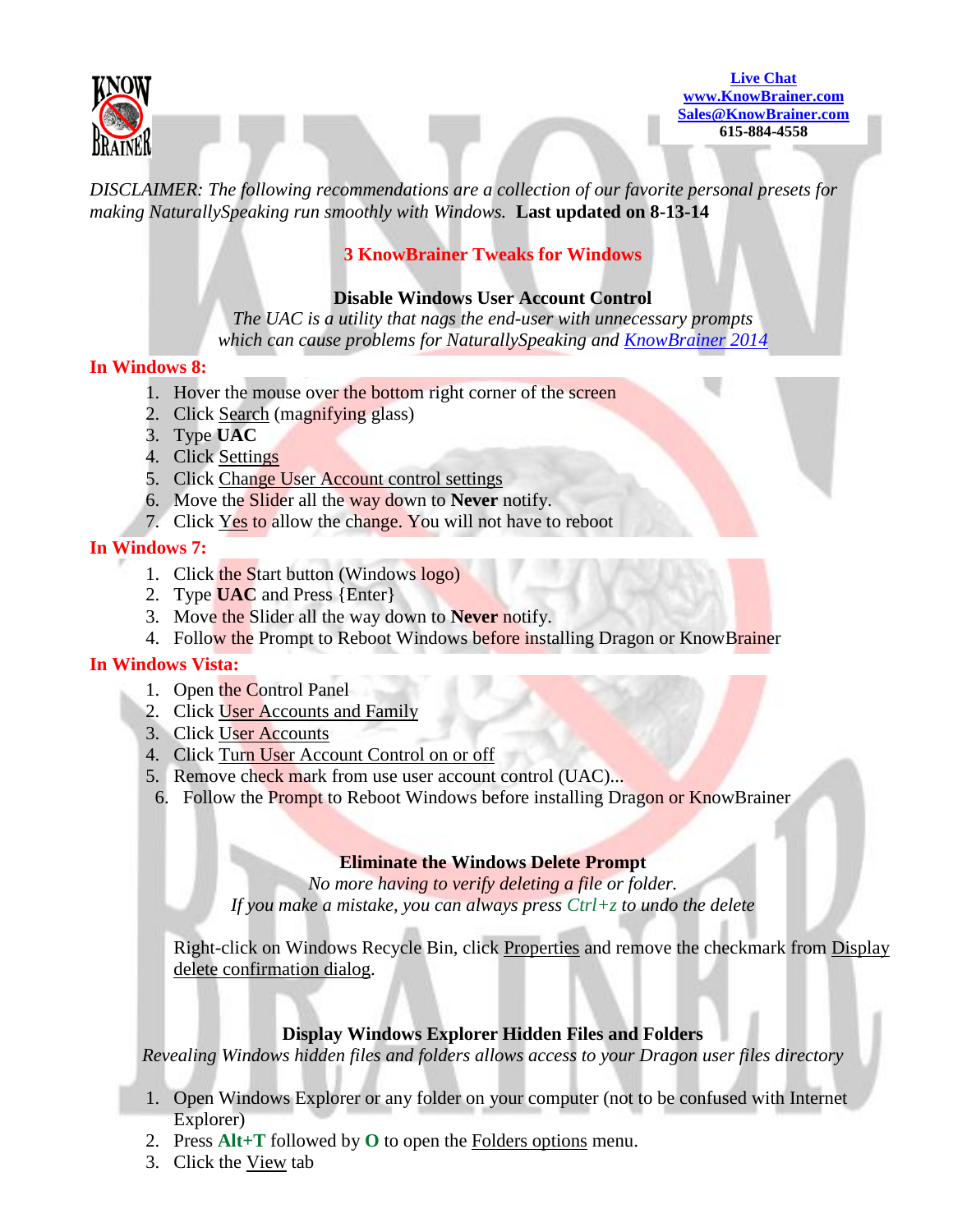[Live Chat](#)
[www.KnowBrainer.com](http://www.KnowBrainer.com)
[Sales@KnowBrainer.com](mailto:Sales@KnowBrainer.com)
**615-884-4558**

*DISCLAIMER: The following recommendations are a collection of our favorite personal presets for making NaturallySpeaking run smoothly with Windows.* **Last updated on 8-13-14**

# 3 KnowBrainer Tweaks for Windows

## Disable Windows User Account Control

*The UAC is a utility that nags the end-user with unnecessary prompts which can cause problems for NaturallySpeaking and [KnowBrainer 2014](#)*

### In Windows 8:

1. Hover the mouse over the bottom right corner of the screen
2. Click Search (magnifying glass)
3. Type **UAC**
4. Click Settings
5. Click Change User Account control settings
6. Move the Slider all the way down to **Never** notify.
7. Click Yes to allow the change. You will not have to reboot

### In Windows 7:

1. Click the Start button (Windows logo)
2. Type **UAC** and Press {Enter}
3. Move the Slider all the way down to **Never** notify.
4. Follow the Prompt to Reboot Windows before installing Dragon or KnowBrainer

### In Windows Vista:

1. Open the Control Panel
2. Click User Accounts and Family
3. Click User Accounts
4. Click Turn User Account Control on or off
5. Remove check mark from use user account control (UAC)...
6. Follow the Prompt to Reboot Windows before installing Dragon or KnowBrainer

## Eliminate the Windows Delete Prompt

*No more having to verify deleting a file or folder.*
*If you make a mistake, you can always press Ctrl+z to undo the delete*

Right-click on Windows Recycle Bin, click Properties and remove the checkmark from Display delete confirmation dialog.

## Display Windows Explorer Hidden Files and Folders

*Revealing Windows hidden files and folders allows access to your Dragon user files directory*

1. Open Windows Explorer or any folder on your computer (not to be confused with Internet Explorer)
2. Press **Alt+T** followed by **O** to open the Folders options menu.
3. Click the View tab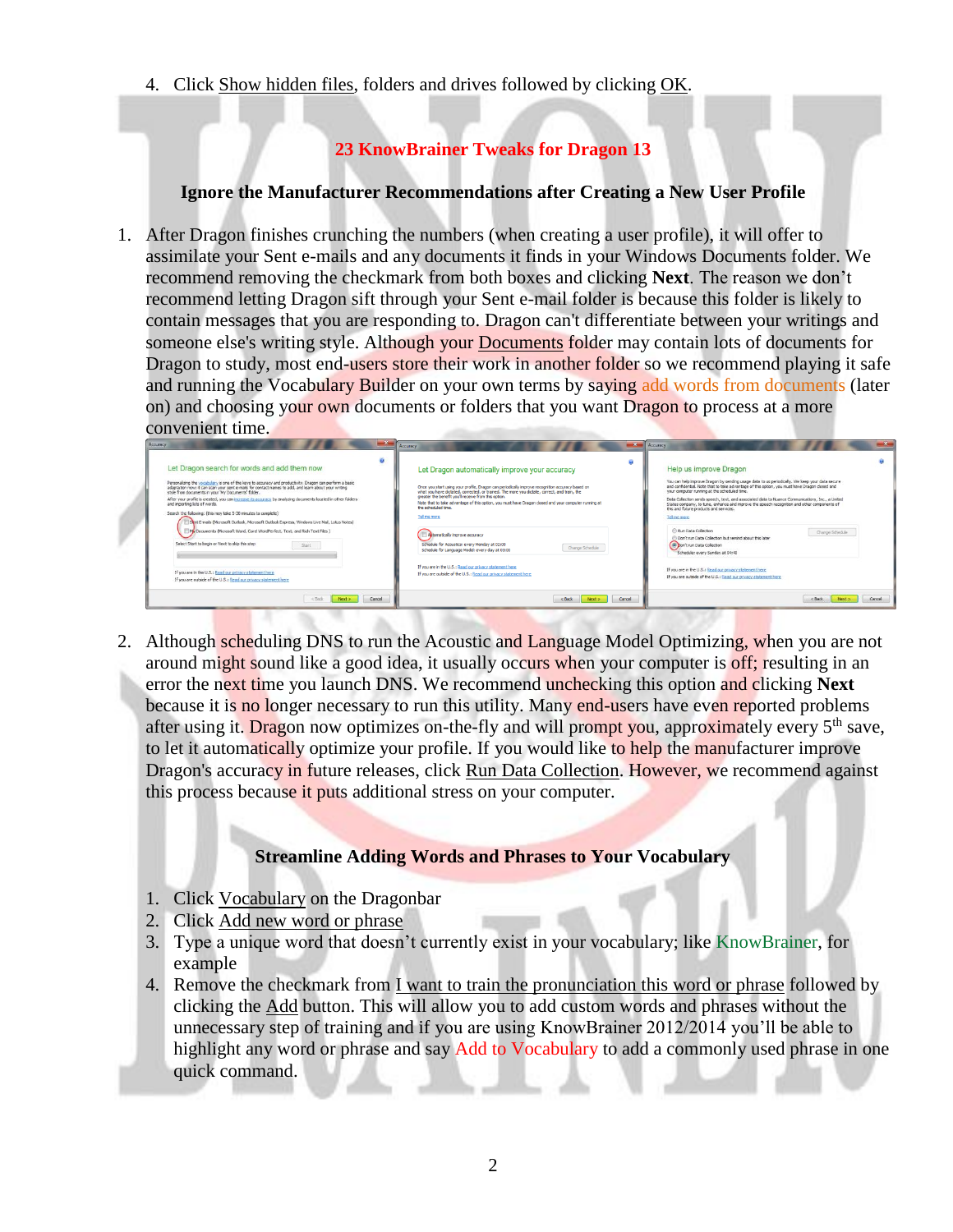4. Click Show hidden files, folders and drives followed by clicking OK.

## 23 KnowBrainer Tweaks for Dragon 13

### Ignore the Manufacturer Recommendations after Creating a New User Profile

1. After Dragon finishes crunching the numbers (when creating a user profile), it will offer to assimilate your Sent e-mails and any documents it finds in your Windows Documents folder. We recommend removing the checkmark from both boxes and clicking **Next**. The reason we don't recommend letting Dragon sift through your Sent e-mail folder is because this folder is likely to contain messages that you are responding to. Dragon can't differentiate between your writings and someone else's writing style. Although your Documents folder may contain lots of documents for Dragon to study, most end-users store their work in another folder so we recommend playing it safe and running the Vocabulary Builder on your own terms by saying add words from documents (later on) and choosing your own documents or folders that you want Dragon to process at a more convenient time.

2. Although scheduling DNS to run the Acoustic and Language Model Optimizing, when you are not around might sound like a good idea, it usually occurs when your computer is off; resulting in an error the next time you launch DNS. We recommend unchecking this option and clicking **Next** because it is no longer necessary to run this utility. Many end-users have even reported problems after using it. Dragon now optimizes on-the-fly and will prompt you, approximately every 5th save, to let it automatically optimize your profile. If you would like to help the manufacturer improve Dragon's accuracy in future releases, click Run Data Collection. However, we recommend against this process because it puts additional stress on your computer.

### Streamline Adding Words and Phrases to Your Vocabulary

1. Click Vocabulary on the Dragonbar
2. Click Add new word or phrase
3. Type a unique word that doesn't currently exist in your vocabulary; like KnowBrainer, for example
4. Remove the checkmark from I want to train the pronunciation this word or phrase followed by clicking the Add button. This will allow you to add custom words and phrases without the unnecessary step of training and if you are using KnowBrainer 2012/2014 you'll be able to highlight any word or phrase and say Add to Vocabulary to add a commonly used phrase in one quick command.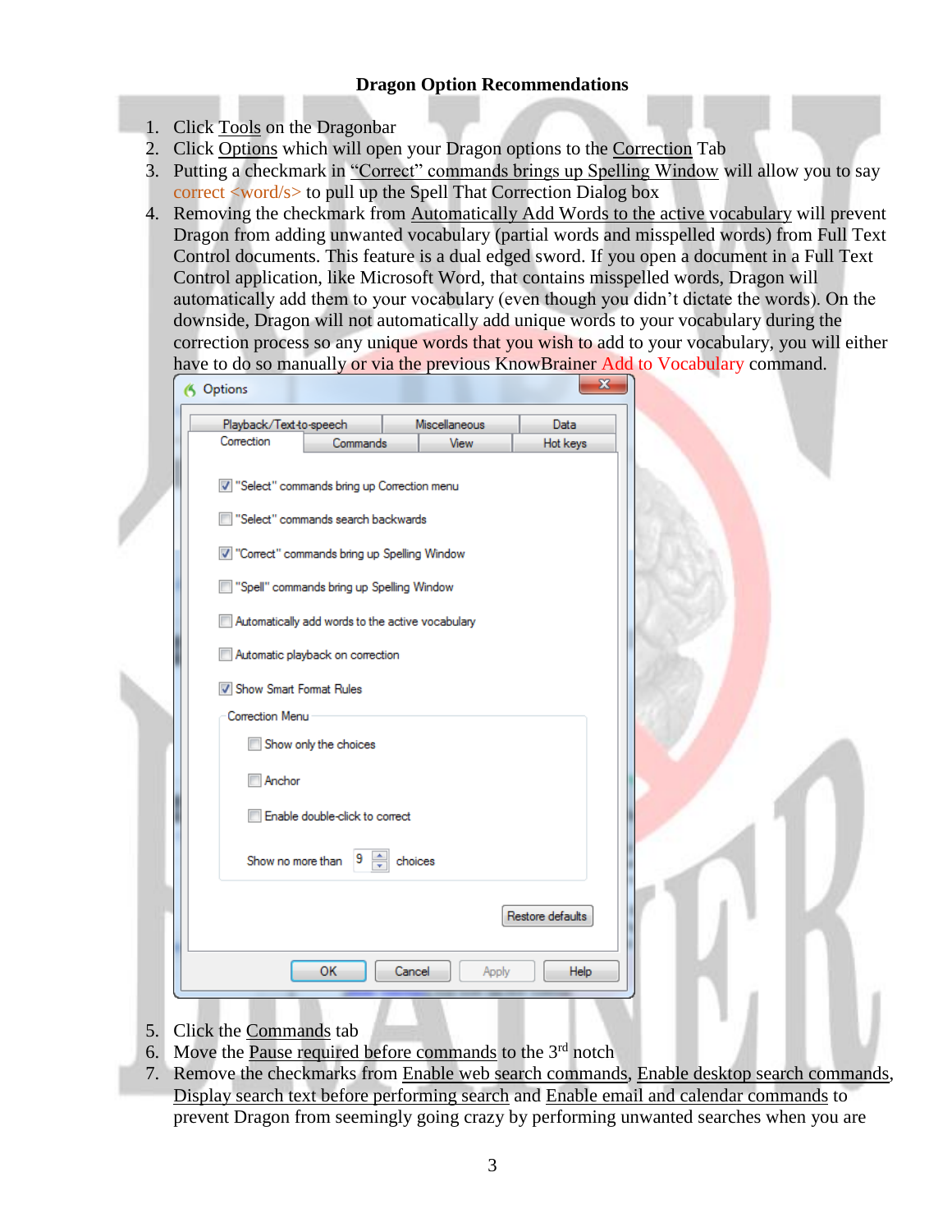**Dragon Option Recommendations**

1. Click Tools on the Dragonbar
2. Click Options which will open your Dragon options to the Correction Tab
3. Putting a checkmark in "Correct" commands brings up Spelling Window will allow you to say correct <word/s> to pull up the Spell That Correction Dialog box
4. Removing the checkmark from Automatically Add Words to the active vocabulary will prevent Dragon from adding unwanted vocabulary (partial words and misspelled words) from Full Text Control documents. This feature is a dual edged sword. If you open a document in a Full Text Control application, like Microsoft Word, that contains misspelled words, Dragon will automatically add them to your vocabulary (even though you didn't dictate the words). On the downside, Dragon will not automatically add unique words to your vocabulary during the correction process so any unique words that you wish to add to your vocabulary, you will either have to do so manually or via the previous KnowBrainer Add to Vocabulary command.

5. Click the Commands tab
6. Move the Pause required before commands to the 3rd notch
7. Remove the checkmarks from Enable web search commands, Enable desktop search commands, Display search text before performing search and Enable email and calendar commands to prevent Dragon from seemingly going crazy by performing unwanted searches when you are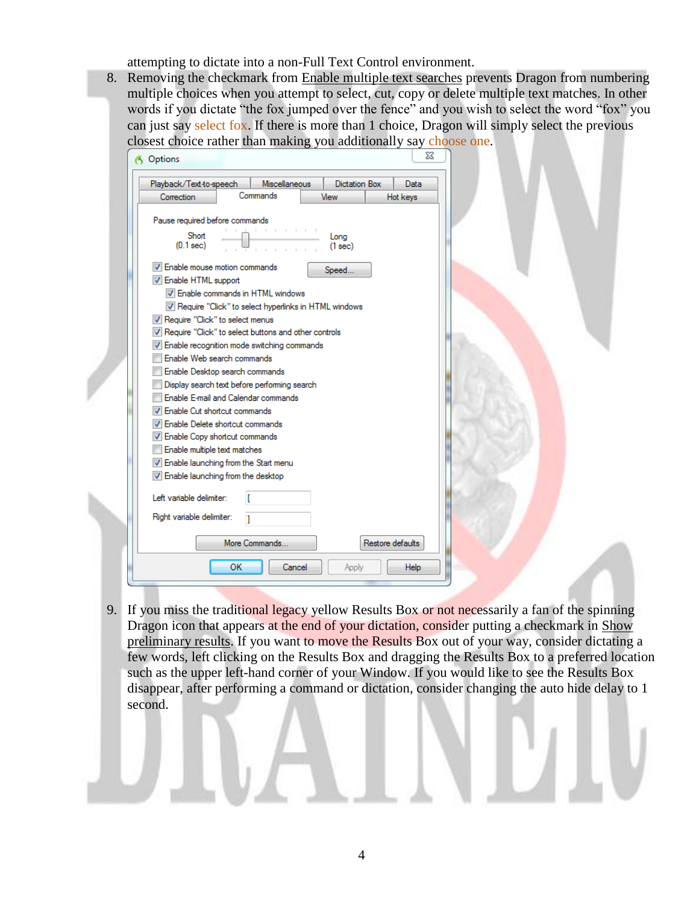attempting to dictate into a non-Full Text Control environment.

8. Removing the checkmark from Enable multiple text searches prevents Dragon from numbering multiple choices when you attempt to select, cut, copy or delete multiple text matches. In other words if you dictate "the fox jumped over the fence" and you wish to select the word "fox" you can just say select fox. If there is more than 1 choice, Dragon will simply select the previous closest choice rather than making you additionally say choose one.

9. If you miss the traditional legacy yellow Results Box or not necessarily a fan of the spinning Dragon icon that appears at the end of your dictation, consider putting a checkmark in Show preliminary results. If you want to move the Results Box out of your way, consider dictating a few words, left clicking on the Results Box and dragging the Results Box to a preferred location such as the upper left-hand corner of your Window. If you would like to see the Results Box disappear, after performing a command or dictation, consider changing the auto hide delay to 1 second.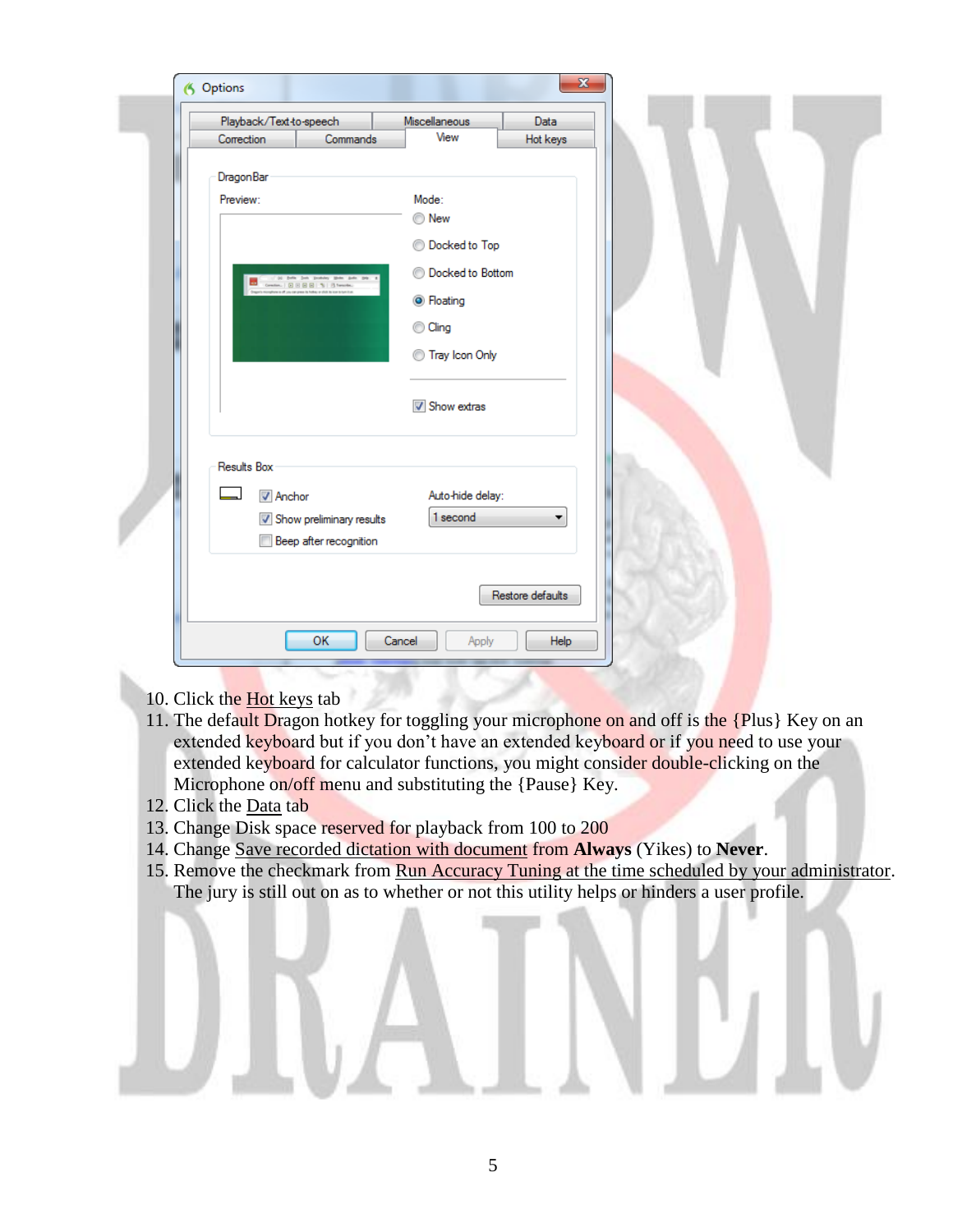10. Click the Hot keys tab
11. The default Dragon hotkey for toggling your microphone on and off is the {Plus} Key on an extended keyboard but if you don't have an extended keyboard or if you need to use your extended keyboard for calculator functions, you might consider double-clicking on the Microphone on/off menu and substituting the {Pause} Key.
12. Click the Data tab
13. Change Disk space reserved for playback from 100 to 200
14. Change Save recorded dictation with document from **Always** (Yikes) to **Never**.
15. Remove the checkmark from Run Accuracy Tuning at the time scheduled by your administrator. The jury is still out on as to whether or not this utility helps or hinders a user profile.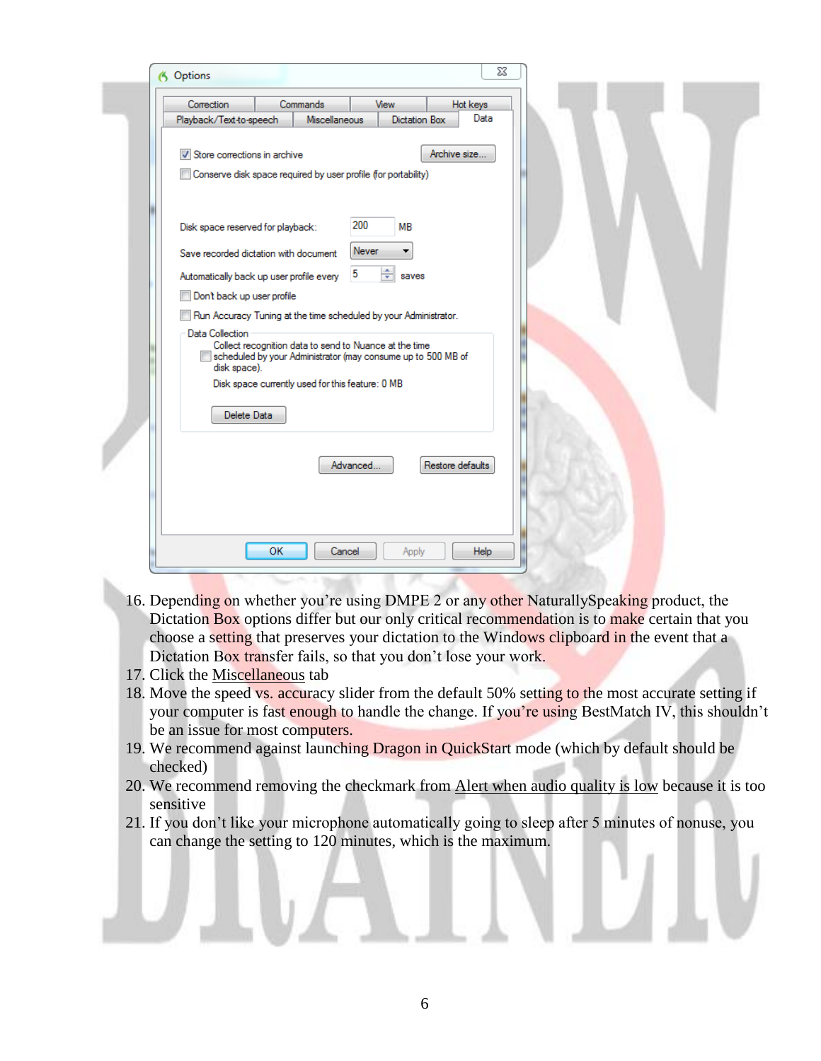16. Depending on whether you're using DMPE 2 or any other NaturallySpeaking product, the Dictation Box options differ but our only critical recommendation is to make certain that you choose a setting that preserves your dictation to the Windows clipboard in the event that a Dictation Box transfer fails, so that you don't lose your work.
17. Click the <u>Miscellaneous</u> tab
18. Move the speed vs. accuracy slider from the default 50% setting to the most accurate setting if your computer is fast enough to handle the change. If you're using BestMatch IV, this shouldn't be an issue for most computers.
19. We recommend against launching Dragon in QuickStart mode (which by default should be checked)
20. We recommend removing the checkmark from <u>Alert when audio quality is low</u> because it is too sensitive
21. If you don't like your microphone automatically going to sleep after 5 minutes of nonuse, you can change the setting to 120 minutes, which is the maximum.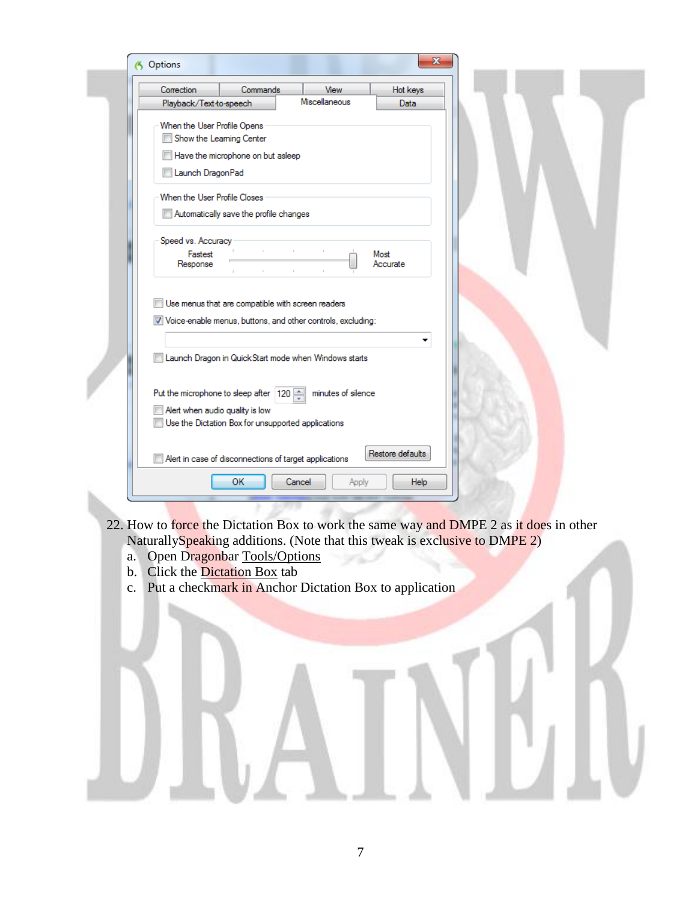22. How to force the Dictation Box to work the same way and DMPE 2 as it does in other NaturallySpeaking additions. (Note that this tweak is exclusive to DMPE 2)
    a. Open Dragonbar Tools/Options
    b. Click the Dictation Box tab
    c. Put a checkmark in Anchor Dictation Box to application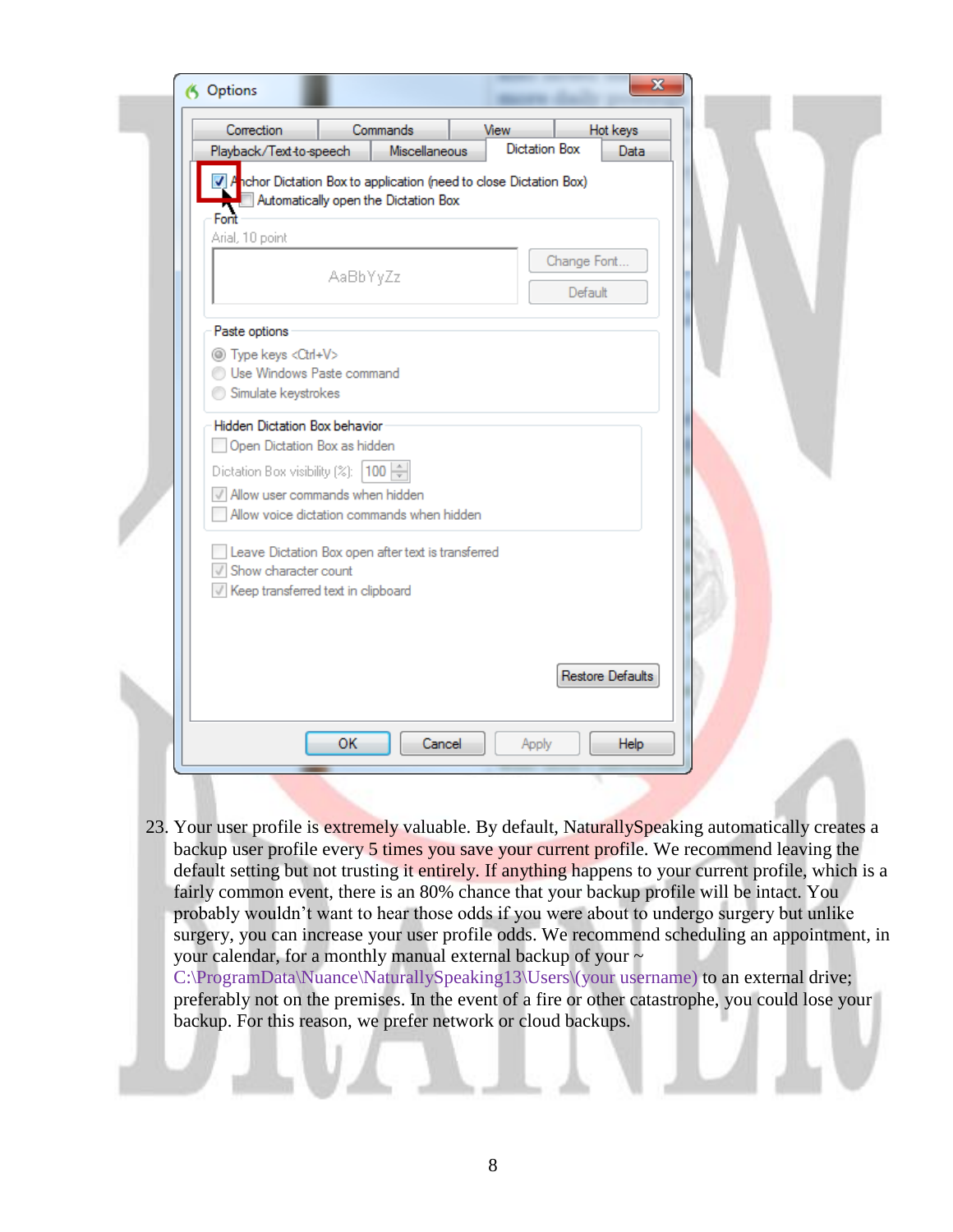23. Your user profile is extremely valuable. By default, NaturallySpeaking automatically creates a backup user profile every 5 times you save your current profile. We recommend leaving the default setting but not trusting it entirely. If anything happens to your current profile, which is a fairly common event, there is an 80% chance that your backup profile will be intact. You probably wouldn't want to hear those odds if you were about to undergo surgery but unlike surgery, you can increase your user profile odds. We recommend scheduling an appointment, in your calendar, for a monthly manual external backup of your ~ C:\ProgramData\Nuance\NaturallySpeaking13\Users\(your username) to an external drive; preferably not on the premises. In the event of a fire or other catastrophe, you could lose your backup. For this reason, we prefer network or cloud backups.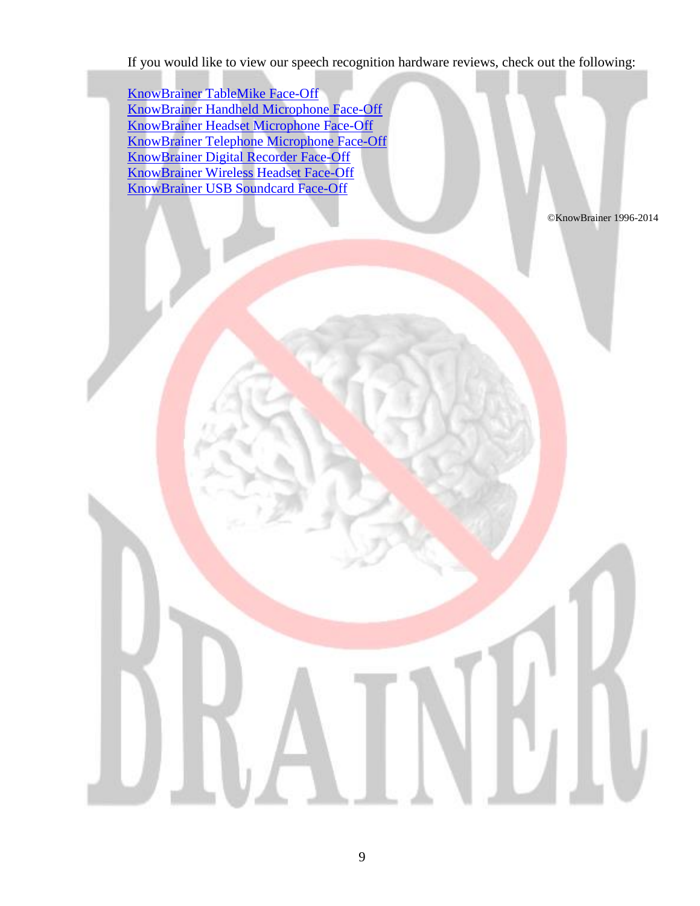If you would like to view our speech recognition hardware reviews, check out the following:

KnowBrainer TableMike Face-Off
KnowBrainer Handheld Microphone Face-Off
KnowBrainer Headset Microphone Face-Off
KnowBrainer Telephone Microphone Face-Off
KnowBrainer Digital Recorder Face-Off
KnowBrainer Wireless Headset Face-Off
KnowBrainer USB Soundcard Face-Off

©KnowBrainer 1996-2014